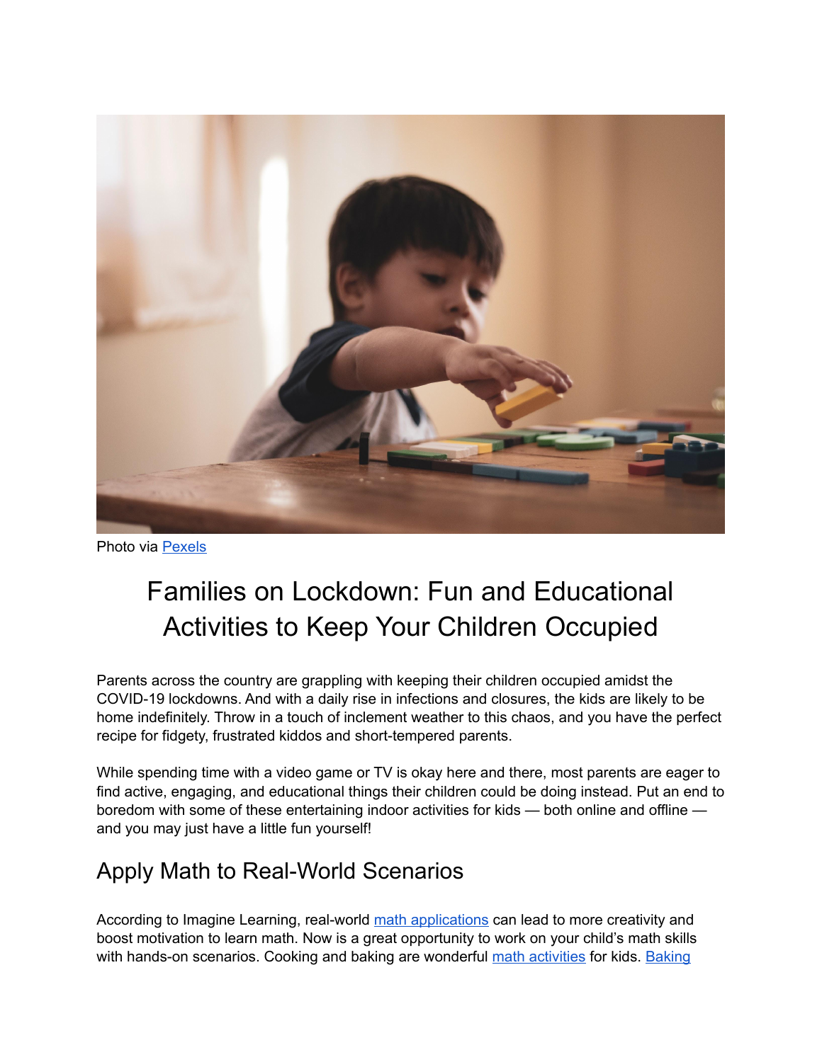Photo via Pexels

# Families on Lockdown: Fun and Educational Activities to Keep Your Children Occupied

Parents across the country are grappling with keeping their children occupied amidst the COVID-19 lockdowns. And with a daily rise in infections and closures, the kids are likely to be home indefinitely. Throw in a touch of inclement weather to this chaos, and you have the perfect recipe for fidgety, frustrated kiddos and short-tempered parents.

While spending time with a video game or TV is okay here and there, most parents are eager to find active, engaging, and educational things their children could be doing instead. Put an end to boredom with some of these entertaining indoor activities for kids — both online and offline — and you may just have a little fun yourself!

## Apply Math to Real-World Scenarios

According to Imagine Learning, real-world math applications can lead to more creativity and boost motivation to learn math. Now is a great opportunity to work on your child's math skills with hands-on scenarios. Cooking and baking are wonderful math activities for kids. Baking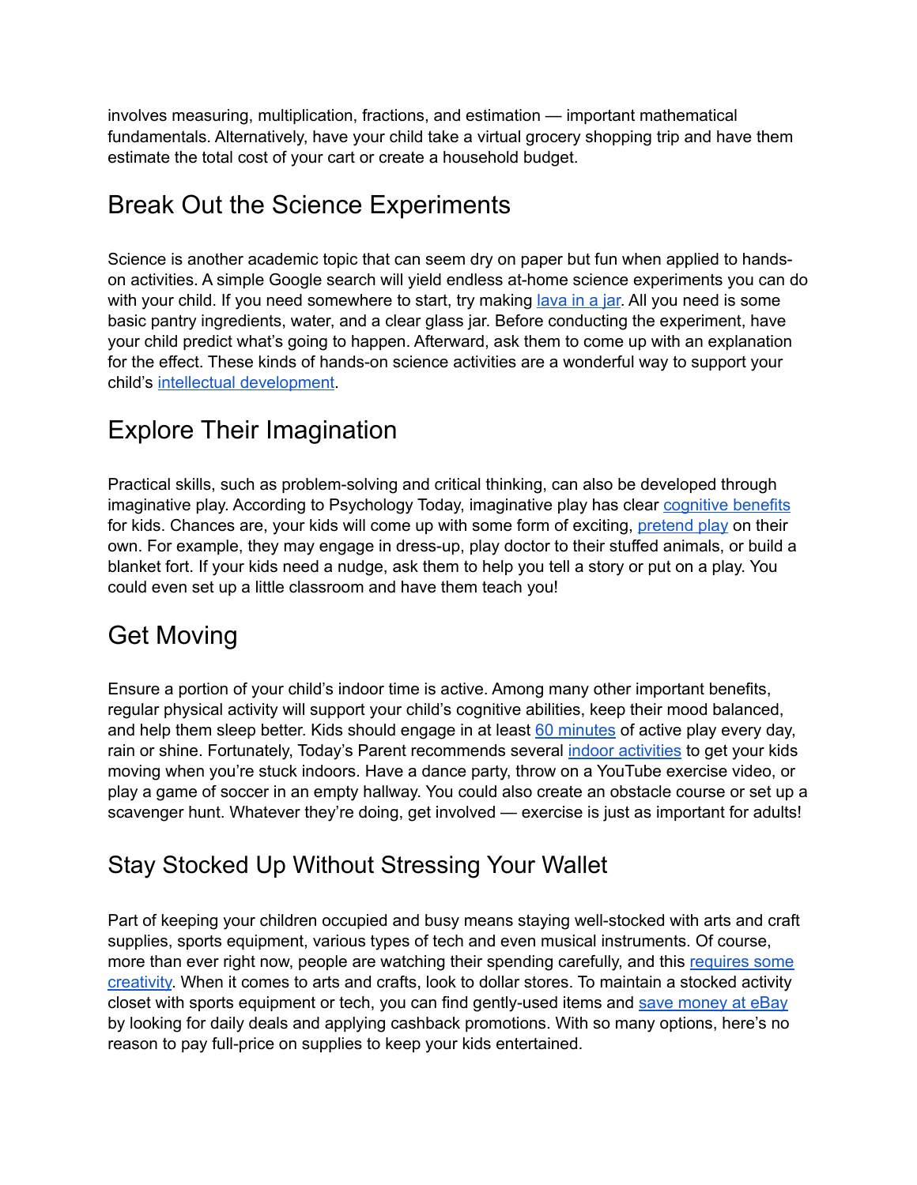involves measuring, multiplication, fractions, and estimation — important mathematical fundamentals. Alternatively, have your child take a virtual grocery shopping trip and have them estimate the total cost of your cart or create a household budget.

## Break Out the Science Experiments

Science is another academic topic that can seem dry on paper but fun when applied to hands-on activities. A simple Google search will yield endless at-home science experiments you can do with your child. If you need somewhere to start, try making lava in a jar. All you need is some basic pantry ingredients, water, and a clear glass jar. Before conducting the experiment, have your child predict what's going to happen. Afterward, ask them to come up with an explanation for the effect. These kinds of hands-on science activities are a wonderful way to support your child's intellectual development.

## Explore Their Imagination

Practical skills, such as problem-solving and critical thinking, can also be developed through imaginative play. According to Psychology Today, imaginative play has clear cognitive benefits for kids. Chances are, your kids will come up with some form of exciting, pretend play on their own. For example, they may engage in dress-up, play doctor to their stuffed animals, or build a blanket fort. If your kids need a nudge, ask them to help you tell a story or put on a play. You could even set up a little classroom and have them teach you!

## Get Moving

Ensure a portion of your child's indoor time is active. Among many other important benefits, regular physical activity will support your child's cognitive abilities, keep their mood balanced, and help them sleep better. Kids should engage in at least 60 minutes of active play every day, rain or shine. Fortunately, Today's Parent recommends several indoor activities to get your kids moving when you're stuck indoors. Have a dance party, throw on a YouTube exercise video, or play a game of soccer in an empty hallway. You could also create an obstacle course or set up a scavenger hunt. Whatever they're doing, get involved — exercise is just as important for adults!

## Stay Stocked Up Without Stressing Your Wallet

Part of keeping your children occupied and busy means staying well-stocked with arts and craft supplies, sports equipment, various types of tech and even musical instruments. Of course, more than ever right now, people are watching their spending carefully, and this requires some creativity. When it comes to arts and crafts, look to dollar stores. To maintain a stocked activity closet with sports equipment or tech, you can find gently-used items and save money at eBay by looking for daily deals and applying cashback promotions. With so many options, here's no reason to pay full-price on supplies to keep your kids entertained.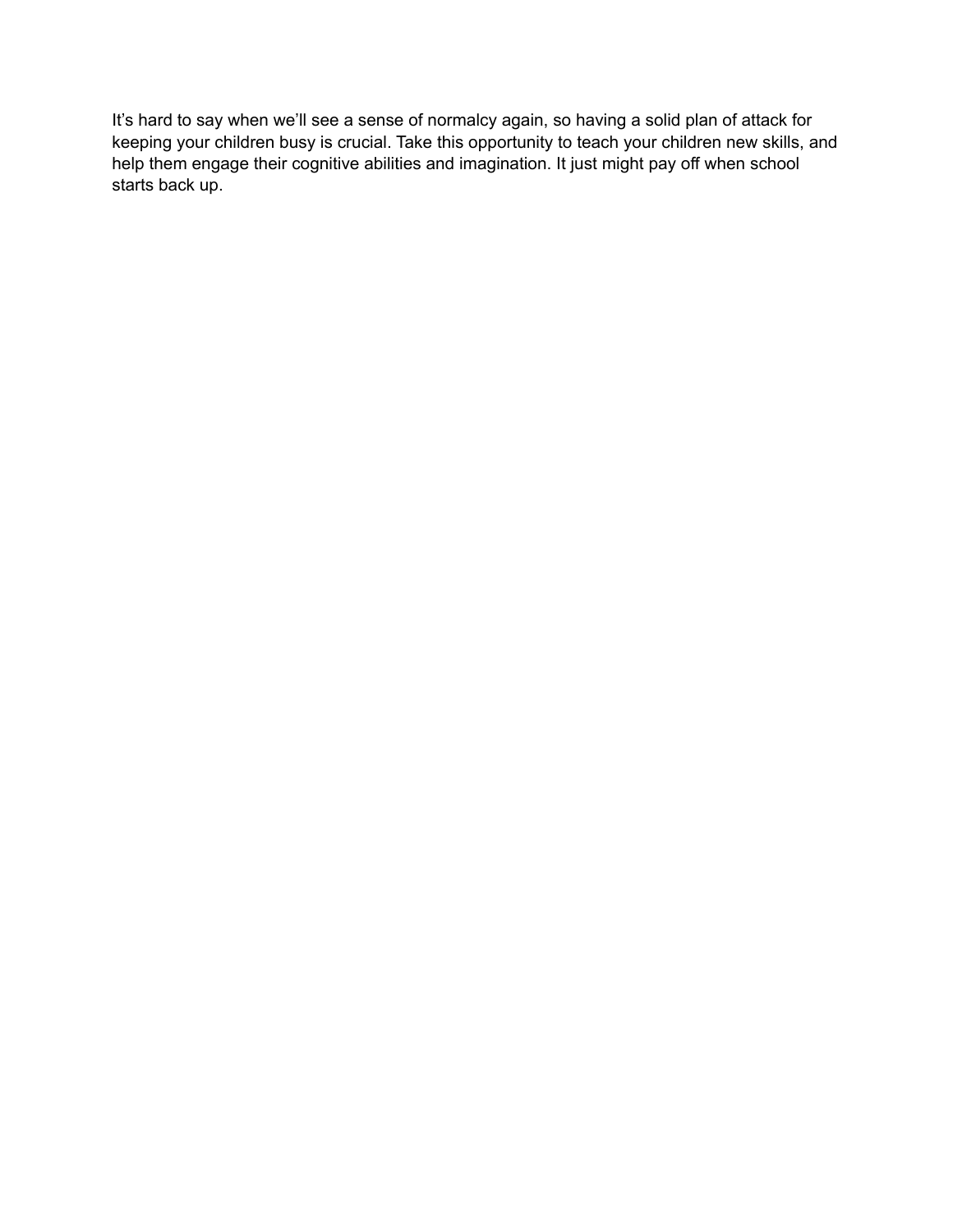It’s hard to say when we’ll see a sense of normalcy again, so having a solid plan of attack for keeping your children busy is crucial. Take this opportunity to teach your children new skills, and help them engage their cognitive abilities and imagination. It just might pay off when school starts back up.